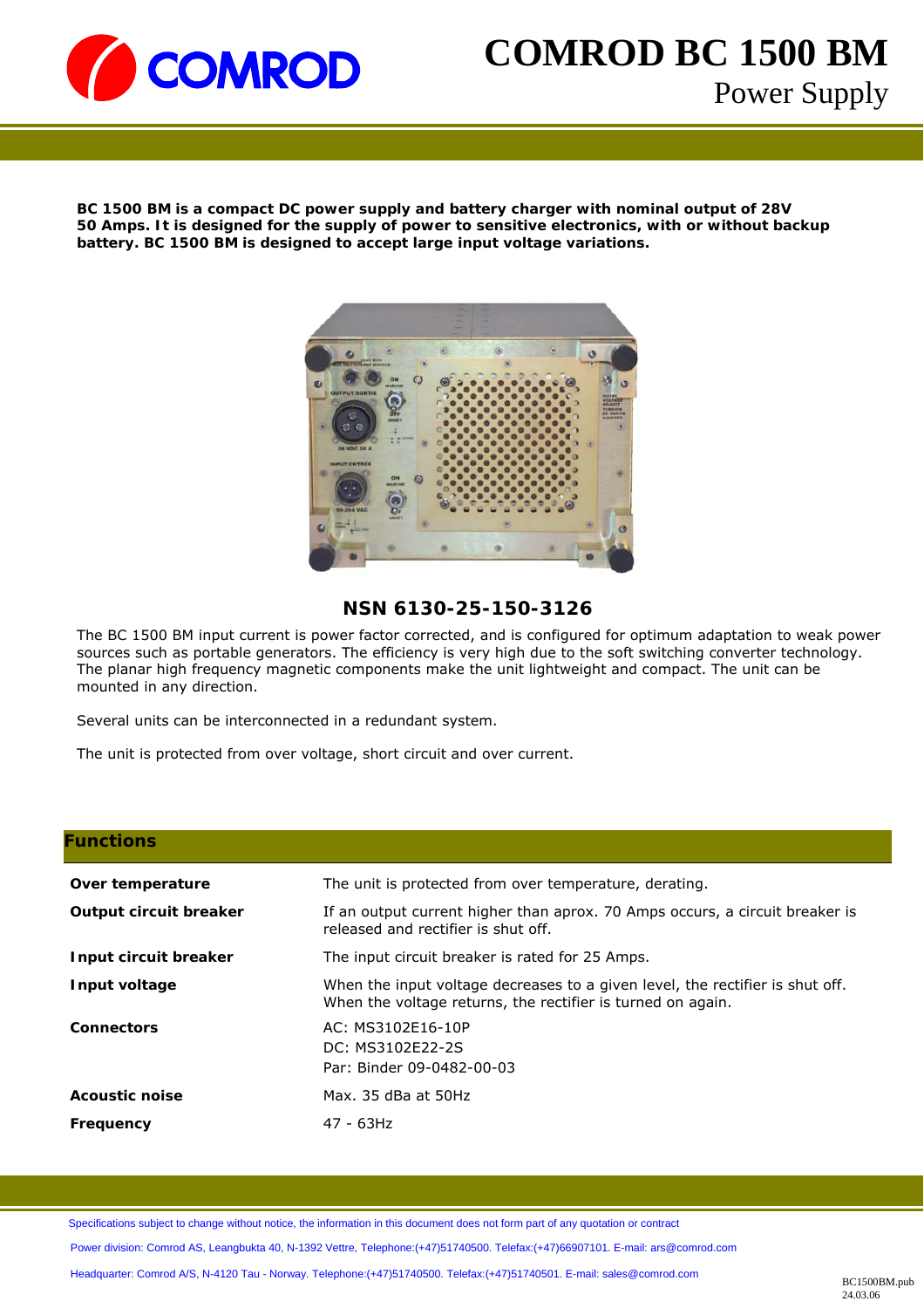# COMROD BC 1500 BM

## Power Supply

**BC 1500 BM is a compact DC power supply and battery charger with nominal output of 28V 50 Amps. It is designed for the supply of power to sensitive electronics, with or without backup battery. BC 1500 BM is designed to accept large input voltage variations.**

**NSN 6130-25-150-3126**

The BC 1500 BM input current is power factor corrected, and is configured for optimum adaptation to weak power sources such as portable generators. The efficiency is very high due to the soft switching converter technology. The planar high frequency magnetic components make the unit lightweight and compact. The unit can be mounted in any direction.

Several units can be interconnected in a redundant system.

The unit is protected from over voltage, short circuit and over current.

## Functions

| | |
|---|---|
| **Over temperature** | The unit is protected from over temperature, derating. |
| **Output circuit breaker** | If an output current higher than aprox. 70 Amps occurs, a circuit breaker is released and rectifier is shut off. |
| **Input circuit breaker** | The input circuit breaker is rated for 25 Amps. |
| **Input voltage** | When the input voltage decreases to a given level, the rectifier is shut off. When the voltage returns, the rectifier is turned on again. |
| **Connectors** | AC: MS3102E16-10P<br>DC: MS3102E22-2S<br>Par: Binder 09-0482-00-03 |
| **Acoustic noise** | Max. 35 dBa at 50Hz |
| **Frequency** | 47 - 63Hz |

Specifications subject to change without notice, the information in this document does not form part of any quotation or contract

Power division: Comrod AS, Leangbukta 40, N-1392 Vettre, Telephone:(+47)51740500. Telefax:(+47)66907101. E-mail: ars@comrod.com

Headquarter: Comrod A/S, N-4120 Tau - Norway. Telephone:(+47)51740500. Telefax:(+47)51740501. E-mail: sales@comrod.com

BC1500BM.pub
24.03.06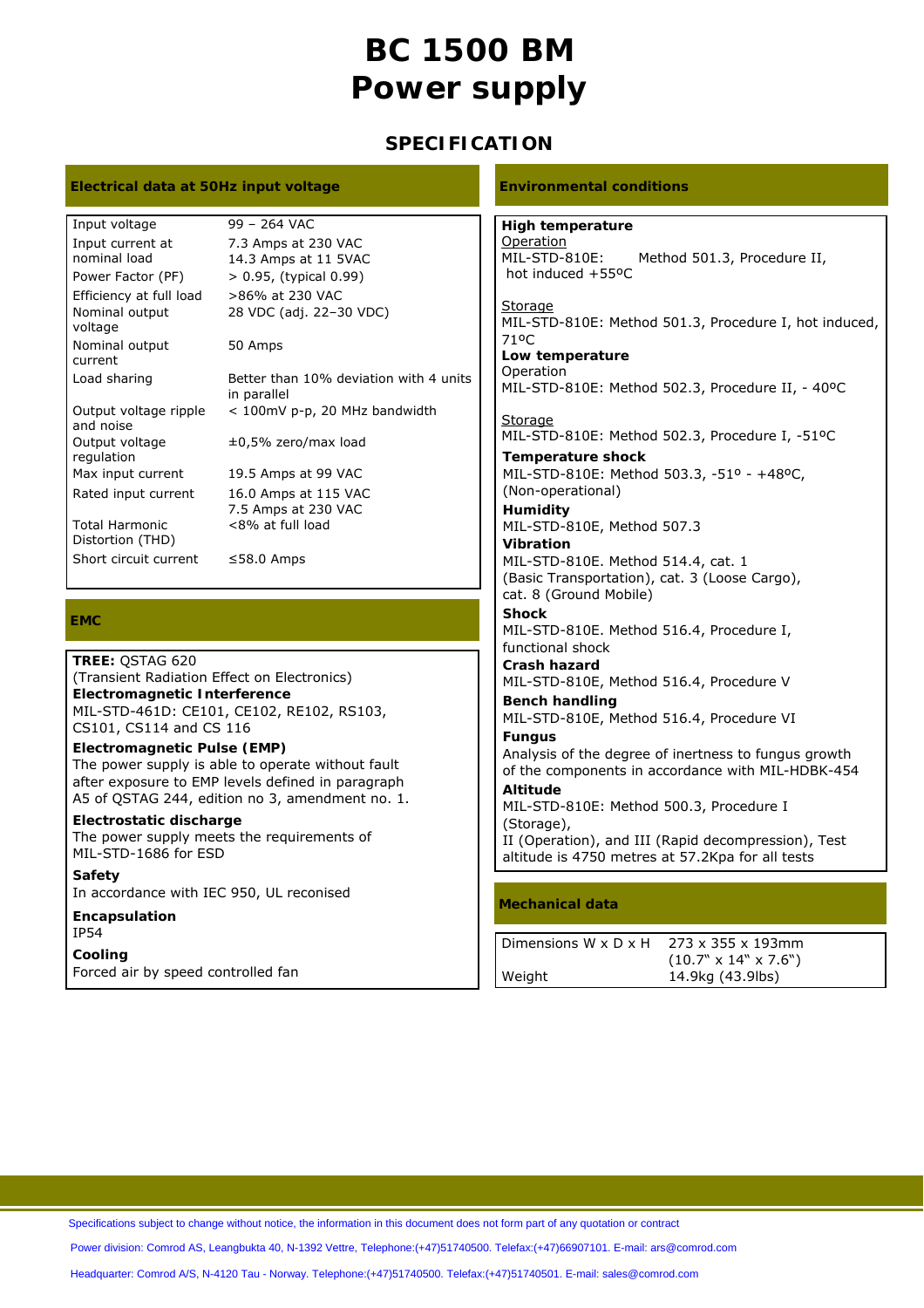# BC 1500 BM
# Power supply

## SPECIFICATION

### Electrical data at 50Hz input voltage

| | |
|---|---|
| Input voltage | 99 – 264 VAC |
| Input current at nominal load | 7.3 Amps at 230 VAC<br>14.3 Amps at 11 5VAC |
| Power Factor (PF) | > 0.95, (typical 0.99) |
| Efficiency at full load | >86% at 230 VAC |
| Nominal output voltage | 28 VDC (adj. 22–30 VDC) |
| Nominal output current | 50 Amps |
| Load sharing | Better than 10% deviation with 4 units in parallel |
| Output voltage ripple and noise | < 100mV p-p, 20 MHz bandwidth |
| Output voltage regulation | ±0,5% zero/max load |
| Max input current | 19.5 Amps at 99 VAC |
| Rated input current | 16.0 Amps at 115 VAC<br>7.5 Amps at 230 VAC |
| Total Harmonic Distortion (THD) | <8% at full load |
| Short circuit current | ≤58.0 Amps |

### EMC

**TREE:** QSTAG 620
(Transient Radiation Effect on Electronics)

**Electromagnetic Interference**
MIL-STD-461D: CE101, CE102, RE102, RS103, CS101, CS114 and CS 116

**Electromagnetic Pulse (EMP)**
The power supply is able to operate without fault after exposure to EMP levels defined in paragraph A5 of QSTAG 244, edition no 3, amendment no. 1.

**Electrostatic discharge**
The power supply meets the requirements of MIL-STD-1686 for ESD

**Safety**
In accordance with IEC 950, UL reconised

**Encapsulation**
IP54

**Cooling**
Forced air by speed controlled fan

### Environmental conditions

**High temperature**
Operation
MIL-STD-810E: Method 501.3, Procedure II, hot induced +55ºC

Storage
MIL-STD-810E: Method 501.3, Procedure I, hot induced, 71ºC

**Low temperature**
Operation
MIL-STD-810E: Method 502.3, Procedure II, - 40ºC

Storage
MIL-STD-810E: Method 502.3, Procedure I, -51ºC

**Temperature shock**
MIL-STD-810E: Method 503.3, -51º - +48ºC, (Non-operational)

**Humidity**
MIL-STD-810E, Method 507.3

**Vibration**
MIL-STD-810E. Method 514.4, cat. 1 (Basic Transportation), cat. 3 (Loose Cargo), cat. 8 (Ground Mobile)

**Shock**
MIL-STD-810E. Method 516.4, Procedure I, functional shock

**Crash hazard**
MIL-STD-810E, Method 516.4, Procedure V

**Bench handling**
MIL-STD-810E, Method 516.4, Procedure VI

**Fungus**
Analysis of the degree of inertness to fungus growth of the components in accordance with MIL-HDBK-454

**Altitude**
MIL-STD-810E: Method 500.3, Procedure I (Storage),
II (Operation), and III (Rapid decompression), Test altitude is 4750 metres at 57.2Kpa for all tests

### Mechanical data

| | |
|---|---|
| Dimensions W x D x H | 273 x 355 x 193mm<br>(10.7" x 14" x 7.6") |
| Weight | 14.9kg (43.9lbs) |

Specifications subject to change without notice, the information in this document does not form part of any quotation or contract

Power division: Comrod AS, Leangbukta 40, N-1392 Vettre, Telephone:(+47)51740500. Telefax:(+47)66907101. E-mail: ars@comrod.com

Headquarter: Comrod A/S, N-4120 Tau - Norway. Telephone:(+47)51740500. Telefax:(+47)51740501. E-mail: sales@comrod.com